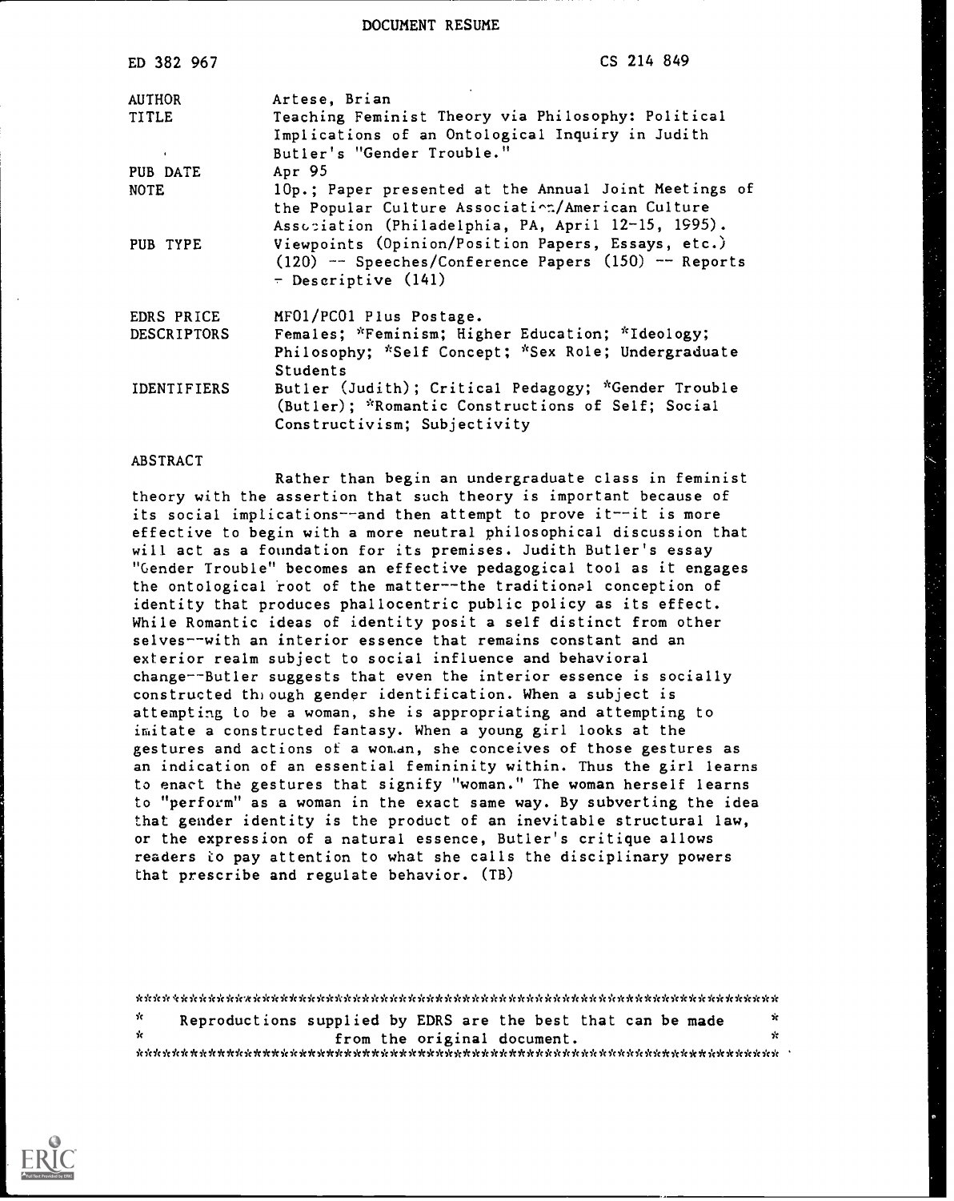# DOCUMENT RESUME

| | |
|---|---|
| ED 382 967 | CS 214 849 |
| AUTHOR | Artese, Brian |
| TITLE | Teaching Feminist Theory via Philosophy: Political Implications of an Ontological Inquiry in Judith Butler's "Gender Trouble." |
| PUB DATE | Apr 95 |
| NOTE | 10p.; Paper presented at the Annual Joint Meetings of the Popular Culture Association/American Culture Association (Philadelphia, PA, April 12-15, 1995). |
| PUB TYPE | Viewpoints (Opinion/Position Papers, Essays, etc.) (120) -- Speeches/Conference Papers (150) -- Reports - Descriptive (141) |
| EDRS PRICE | MF01/PC01 Plus Postage. |
| DESCRIPTORS | Females; *Feminism; Higher Education; *Ideology; Philosophy; *Self Concept; *Sex Role; Undergraduate Students |
| IDENTIFIERS | Butler (Judith); Critical Pedagogy; *Gender Trouble (Butler); *Romantic Constructions of Self; Social Constructivism; Subjectivity |

## ABSTRACT

Rather than begin an undergraduate class in feminist theory with the assertion that such theory is important because of its social implications--and then attempt to prove it--it is more effective to begin with a more neutral philosophical discussion that will act as a foundation for its premises. Judith Butler's essay "Gender Trouble" becomes an effective pedagogical tool as it engages the ontological root of the matter--the traditional conception of identity that produces phallocentric public policy as its effect. While Romantic ideas of identity posit a self distinct from other selves--with an interior essence that remains constant and an exterior realm subject to social influence and behavioral change--Butler suggests that even the interior essence is socially constructed through gender identification. When a subject is attempting to be a woman, she is appropriating and attempting to imitate a constructed fantasy. When a young girl looks at the gestures and actions of a woman, she conceives of those gestures as an indication of an essential femininity within. Thus the girl learns to enact the gestures that signify "woman." The woman herself learns to "perform" as a woman in the exact same way. By subverting the idea that gender identity is the product of an inevitable structural law, or the expression of a natural essence, Butler's critique allows readers to pay attention to what she calls the disciplinary powers that prescribe and regulate behavior. (TB)

***********************************************************************
* Reproductions supplied by EDRS are the best that can be made *
* from the original document. *
***********************************************************************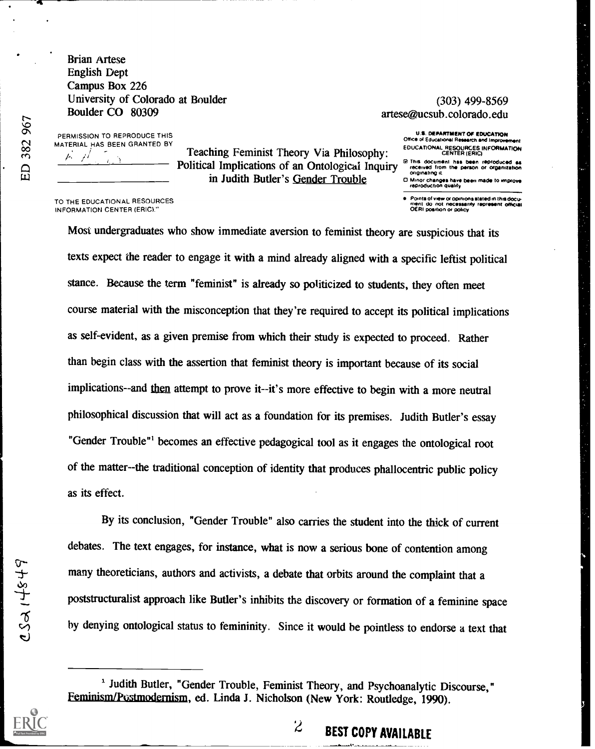Brian Artese
English Dept
Campus Box 226
University of Colorado at Boulder
Boulder CO 80309

(303) 499-8569
artese@ucsub.colorado.edu

# Teaching Feminist Theory Via Philosophy: Political Implications of an Ontological Inquiry in Judith Butler's Gender Trouble

Most undergraduates who show immediate aversion to feminist theory are suspicious that its texts expect the reader to engage it with a mind already aligned with a specific leftist political stance. Because the term "feminist" is already so politicized to students, they often meet course material with the misconception that they're required to accept its political implications as self-evident, as a given premise from which their study is expected to proceed. Rather than begin class with the assertion that feminist theory is important because of its social implications--and then attempt to prove it--it's more effective to begin with a more neutral philosophical discussion that will act as a foundation for its premises. Judith Butler's essay "Gender Trouble"[1] becomes an effective pedagogical tool as it engages the ontological root of the matter--the traditional conception of identity that produces phallocentric public policy as its effect.

By its conclusion, "Gender Trouble" also carries the student into the thick of current debates. The text engages, for instance, what is now a serious bone of contention among many theoreticians, authors and activists, a debate that orbits around the complaint that a poststructuralist approach like Butler's inhibits the discovery or formation of a feminine space by denying ontological status to femininity. Since it would be pointless to endorse a text that

[1] Judith Butler, "Gender Trouble, Feminist Theory, and Psychoanalytic Discourse," Feminism/Postmodernism, ed. Linda J. Nicholson (New York: Routledge, 1990).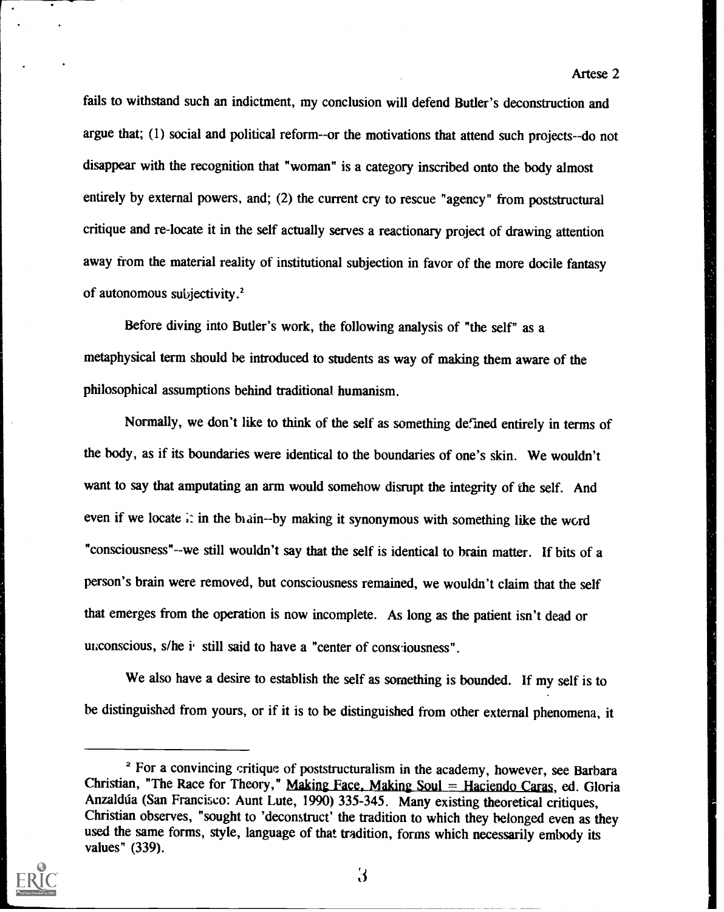fails to withstand such an indictment, my conclusion will defend Butler's deconstruction and argue that; (1) social and political reform--or the motivations that attend such projects--do not disappear with the recognition that "woman" is a category inscribed onto the body almost entirely by external powers, and; (2) the current cry to rescue "agency" from poststructural critique and re-locate it in the self actually serves a reactionary project of drawing attention away from the material reality of institutional subjection in favor of the more docile fantasy of autonomous subjectivity.[2]

Before diving into Butler's work, the following analysis of "the self" as a metaphysical term should be introduced to students as way of making them aware of the philosophical assumptions behind traditional humanism.

Normally, we don't like to think of the self as something defined entirely in terms of the body, as if its boundaries were identical to the boundaries of one's skin. We wouldn't want to say that amputating an arm would somehow disrupt the integrity of the self. And even if we locate it in the brain--by making it synonymous with something like the word "consciousness"--we still wouldn't say that the self is identical to brain matter. If bits of a person's brain were removed, but consciousness remained, we wouldn't claim that the self that emerges from the operation is now incomplete. As long as the patient isn't dead or unconscious, s/he is still said to have a "center of consciousness".

We also have a desire to establish the self as something is bounded. If my self is to be distinguished from yours, or if it is to be distinguished from other external phenomena, it

[2] For a convincing critique of poststructuralism in the academy, however, see Barbara Christian, "The Race for Theory," Making Face, Making Soul = Haciendo Caras, ed. Gloria Anzaldúa (San Francisco: Aunt Lute, 1990) 335-345. Many existing theoretical critiques, Christian observes, "sought to 'deconstruct' the tradition to which they belonged even as they used the same forms, style, language of that tradition, forms which necessarily embody its values" (339).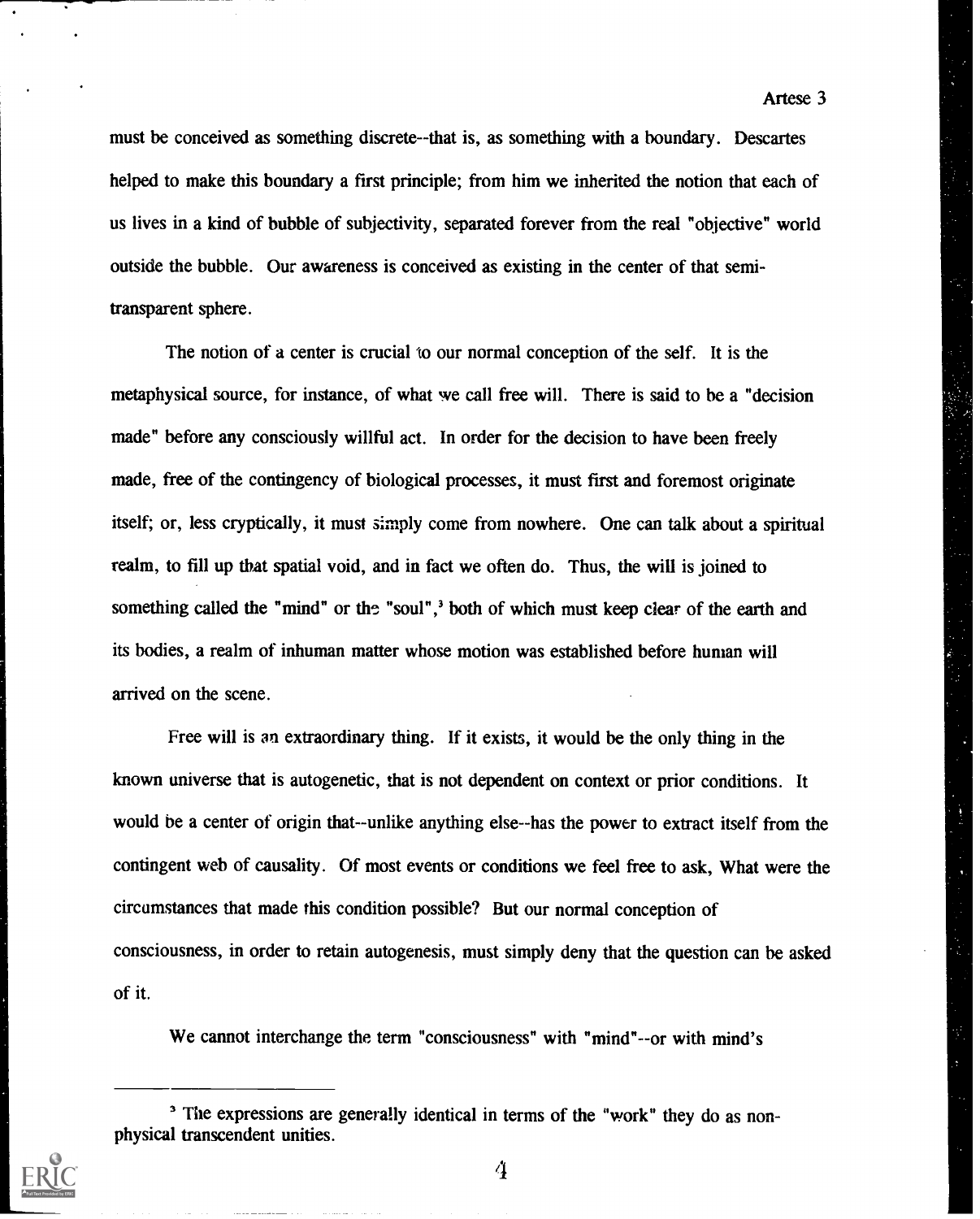must be conceived as something discrete--that is, as something with a boundary. Descartes helped to make this boundary a first principle; from him we inherited the notion that each of us lives in a kind of bubble of subjectivity, separated forever from the real "objective" world outside the bubble. Our awareness is conceived as existing in the center of that semi-transparent sphere.

The notion of a center is crucial to our normal conception of the self. It is the metaphysical source, for instance, of what we call free will. There is said to be a "decision made" before any consciously willful act. In order for the decision to have been freely made, free of the contingency of biological processes, it must first and foremost originate itself; or, less cryptically, it must simply come from nowhere. One can talk about a spiritual realm, to fill up that spatial void, and in fact we often do. Thus, the will is joined to something called the "mind" or the "soul",[3] both of which must keep clear of the earth and its bodies, a realm of inhuman matter whose motion was established before human will arrived on the scene.

Free will is an extraordinary thing. If it exists, it would be the only thing in the known universe that is autogenetic, that is not dependent on context or prior conditions. It would be a center of origin that--unlike anything else--has the power to extract itself from the contingent web of causality. Of most events or conditions we feel free to ask, What were the circumstances that made this condition possible? But our normal conception of consciousness, in order to retain autogenesis, must simply deny that the question can be asked of it.

We cannot interchange the term "consciousness" with "mind"--or with mind's

---

[3] The expressions are generally identical in terms of the "work" they do as non-physical transcendent unities.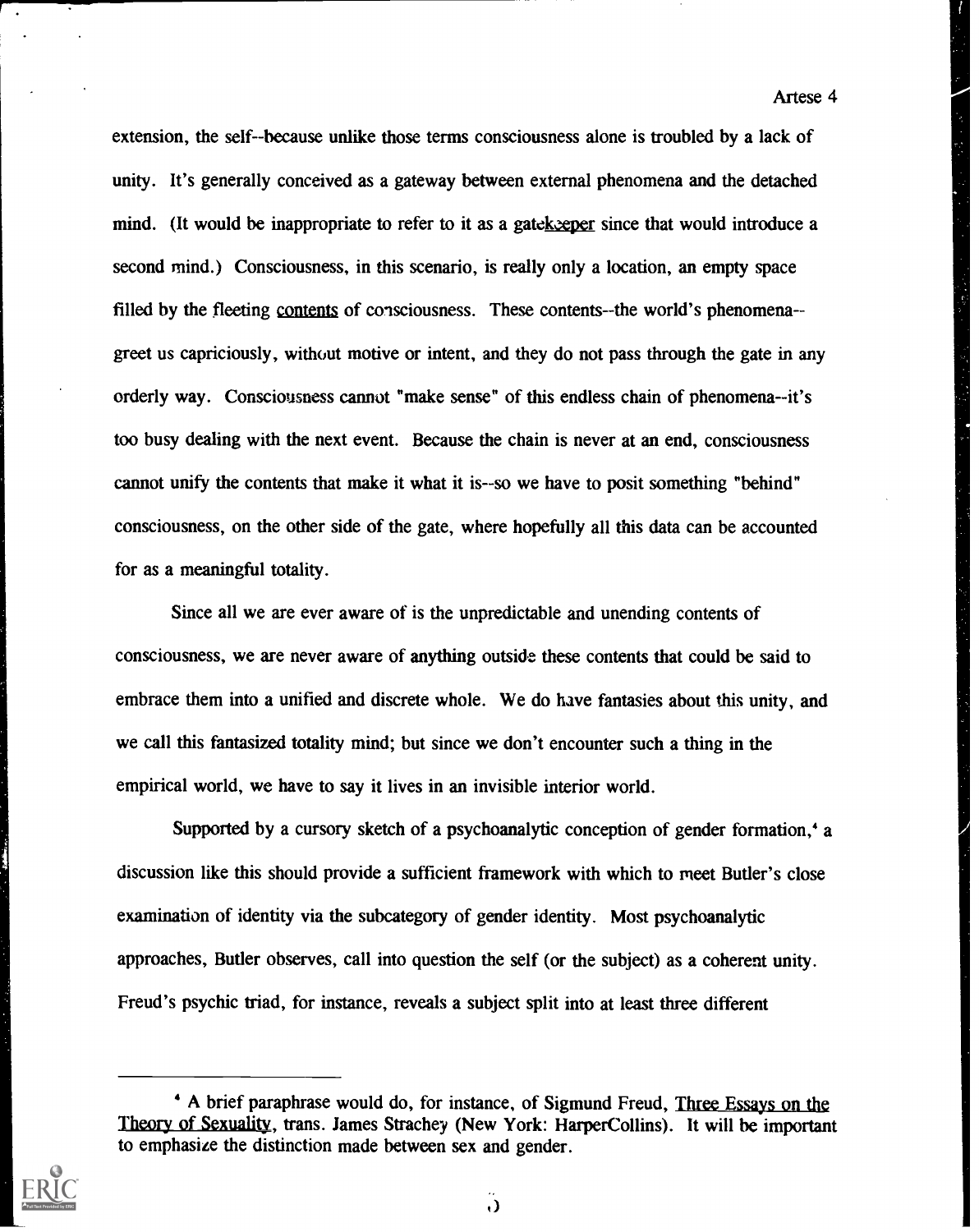extension, the self--because unlike those terms consciousness alone is troubled by a lack of unity. It's generally conceived as a gateway between external phenomena and the detached mind. (It would be inappropriate to refer to it as a gatekeeper since that would introduce a second mind.) Consciousness, in this scenario, is really only a location, an empty space filled by the fleeting contents of consciousness. These contents--the world's phenomena--greet us capriciously, without motive or intent, and they do not pass through the gate in any orderly way. Consciousness cannot "make sense" of this endless chain of phenomena--it's too busy dealing with the next event. Because the chain is never at an end, consciousness cannot unify the contents that make it what it is--so we have to posit something "behind" consciousness, on the other side of the gate, where hopefully all this data can be accounted for as a meaningful totality.

Since all we are ever aware of is the unpredictable and unending contents of consciousness, we are never aware of anything outside these contents that could be said to embrace them into a unified and discrete whole. We do have fantasies about this unity, and we call this fantasized totality mind; but since we don't encounter such a thing in the empirical world, we have to say it lives in an invisible interior world.

Supported by a cursory sketch of a psychoanalytic conception of gender formation,[4] a discussion like this should provide a sufficient framework with which to meet Butler's close examination of identity via the subcategory of gender identity. Most psychoanalytic approaches, Butler observes, call into question the self (or the subject) as a coherent unity. Freud's psychic triad, for instance, reveals a subject split into at least three different

---

[4] A brief paraphrase would do, for instance, of Sigmund Freud, Three Essays on the Theory of Sexuality, trans. James Strachey (New York: HarperCollins). It will be important to emphasize the distinction made between sex and gender.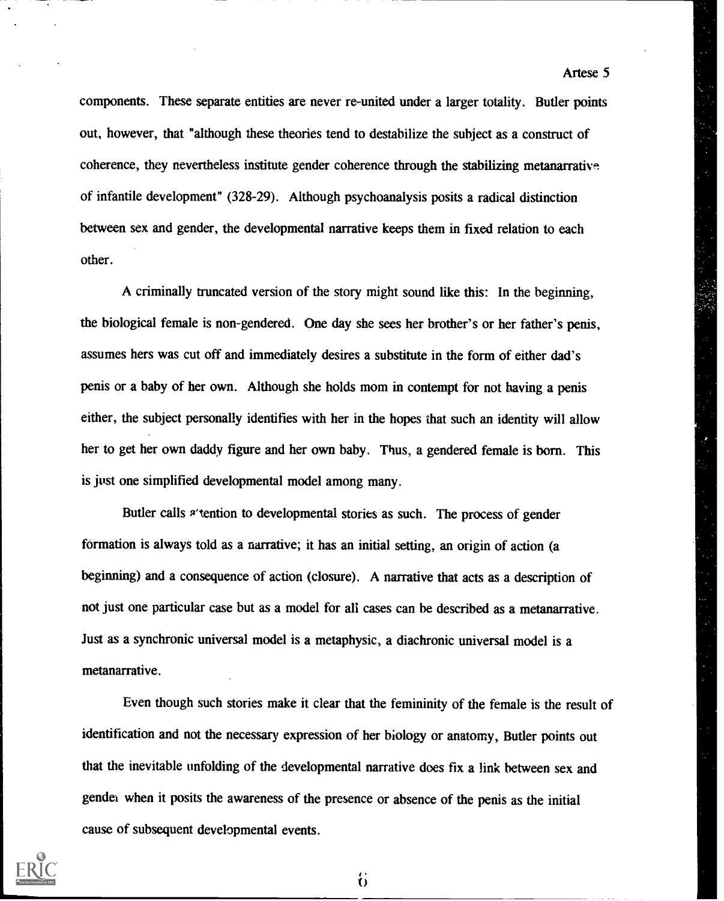components. These separate entities are never re-united under a larger totality. Butler points out, however, that "although these theories tend to destabilize the subject as a construct of coherence, they nevertheless institute gender coherence through the stabilizing metanarrative of infantile development" (328-29). Although psychoanalysis posits a radical distinction between sex and gender, the developmental narrative keeps them in fixed relation to each other.

A criminally truncated version of the story might sound like this: In the beginning, the biological female is non-gendered. One day she sees her brother's or her father's penis, assumes hers was cut off and immediately desires a substitute in the form of either dad's penis or a baby of her own. Although she holds mom in contempt for not having a penis either, the subject personally identifies with her in the hopes that such an identity will allow her to get her own daddy figure and her own baby. Thus, a gendered female is born. This is just one simplified developmental model among many.

Butler calls attention to developmental stories as such. The process of gender formation is always told as a narrative; it has an initial setting, an origin of action (a beginning) and a consequence of action (closure). A narrative that acts as a description of not just one particular case but as a model for all cases can be described as a metanarrative. Just as a synchronic universal model is a metaphysic, a diachronic universal model is a metanarrative.

Even though such stories make it clear that the femininity of the female is the result of identification and not the necessary expression of her biology or anatomy, Butler points out that the inevitable unfolding of the developmental narrative does fix a link between sex and gender when it posits the awareness of the presence or absence of the penis as the initial cause of subsequent developmental events.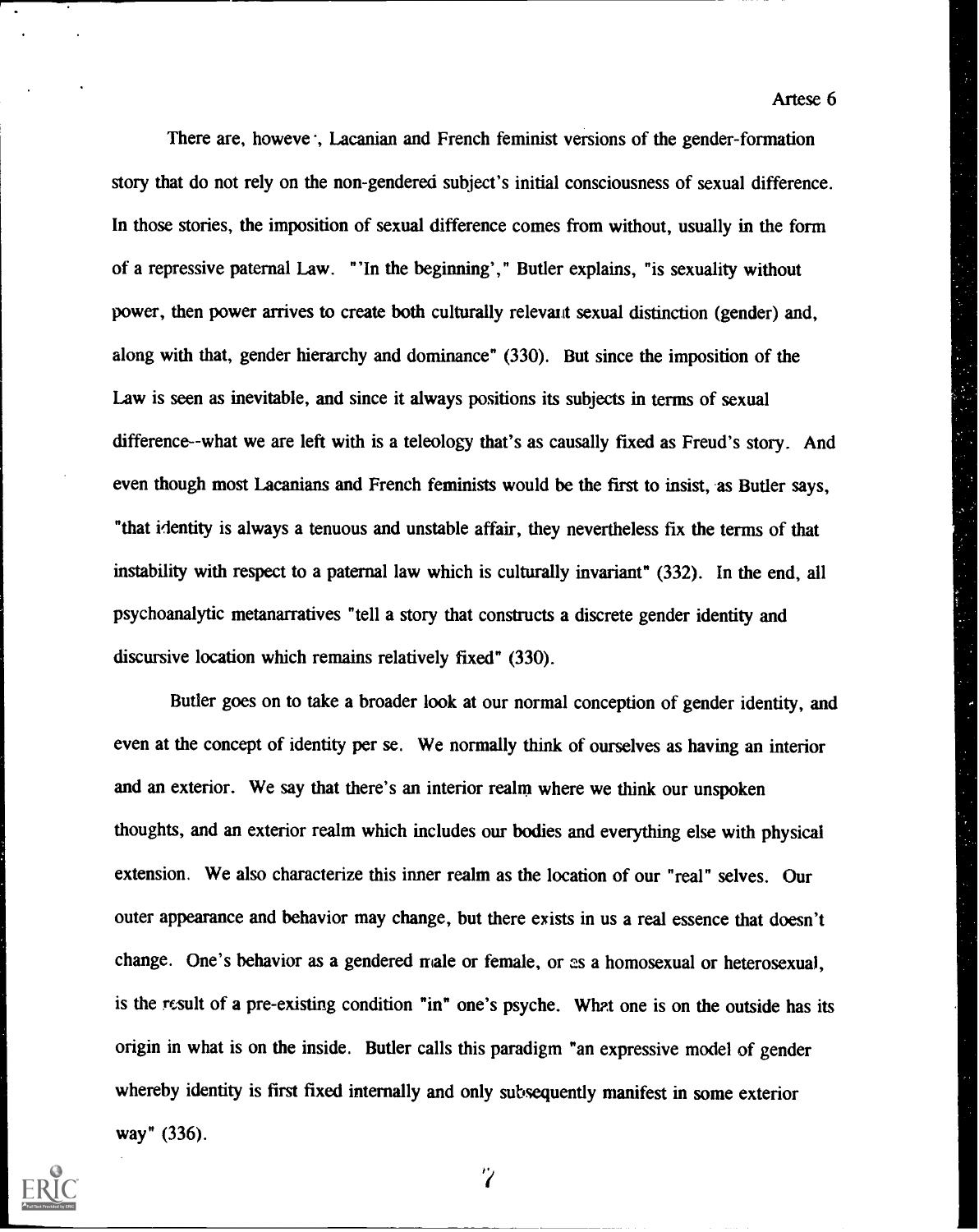There are, however, Lacanian and French feminist versions of the gender-formation story that do not rely on the non-gendered subject's initial consciousness of sexual difference. In those stories, the imposition of sexual difference comes from without, usually in the form of a repressive paternal Law. "'In the beginning'," Butler explains, "is sexuality without power, then power arrives to create both culturally relevant sexual distinction (gender) and, along with that, gender hierarchy and dominance" (330). But since the imposition of the Law is seen as inevitable, and since it always positions its subjects in terms of sexual difference--what we are left with is a teleology that's as causally fixed as Freud's story. And even though most Lacanians and French feminists would be the first to insist, as Butler says, "that identity is always a tenuous and unstable affair, they nevertheless fix the terms of that instability with respect to a paternal law which is culturally invariant" (332). In the end, all psychoanalytic metanarratives "tell a story that constructs a discrete gender identity and discursive location which remains relatively fixed" (330).

Butler goes on to take a broader look at our normal conception of gender identity, and even at the concept of identity per se. We normally think of ourselves as having an interior and an exterior. We say that there's an interior realm where we think our unspoken thoughts, and an exterior realm which includes our bodies and everything else with physical extension. We also characterize this inner realm as the location of our "real" selves. Our outer appearance and behavior may change, but there exists in us a real essence that doesn't change. One's behavior as a gendered male or female, or as a homosexual or heterosexual, is the result of a pre-existing condition "in" one's psyche. What one is on the outside has its origin in what is on the inside. Butler calls this paradigm "an expressive model of gender whereby identity is first fixed internally and only subsequently manifest in some exterior way" (336).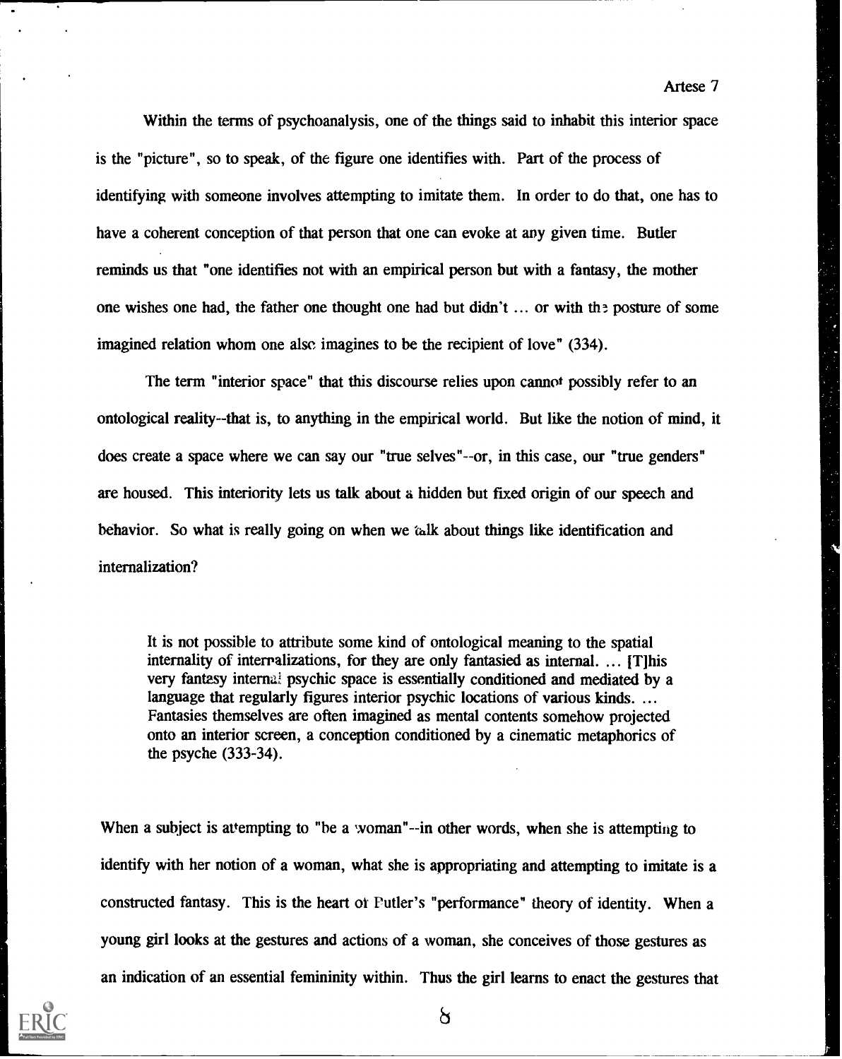Within the terms of psychoanalysis, one of the things said to inhabit this interior space is the "picture", so to speak, of the figure one identifies with. Part of the process of identifying with someone involves attempting to imitate them. In order to do that, one has to have a coherent conception of that person that one can evoke at any given time. Butler reminds us that "one identifies not with an empirical person but with a fantasy, the mother one wishes one had, the father one thought one had but didn't ... or with the posture of some imagined relation whom one also imagines to be the recipient of love" (334).

The term "interior space" that this discourse relies upon cannot possibly refer to an ontological reality--that is, to anything in the empirical world. But like the notion of mind, it does create a space where we can say our "true selves"--or, in this case, our "true genders" are housed. This interiority lets us talk about a hidden but fixed origin of our speech and behavior. So what is really going on when we talk about things like identification and internalization?

> It is not possible to attribute some kind of ontological meaning to the spatial internality of internalizations, for they are only fantasied as internal. ... [T]his very fantasy internal psychic space is essentially conditioned and mediated by a language that regularly figures interior psychic locations of various kinds. ... Fantasies themselves are often imagined as mental contents somehow projected onto an interior screen, a conception conditioned by a cinematic metaphorics of the psyche (333-34).

When a subject is attempting to "be a woman"--in other words, when she is attempting to identify with her notion of a woman, what she is appropriating and attempting to imitate is a constructed fantasy. This is the heart of Butler's "performance" theory of identity. When a young girl looks at the gestures and actions of a woman, she conceives of those gestures as an indication of an essential femininity within. Thus the girl learns to enact the gestures that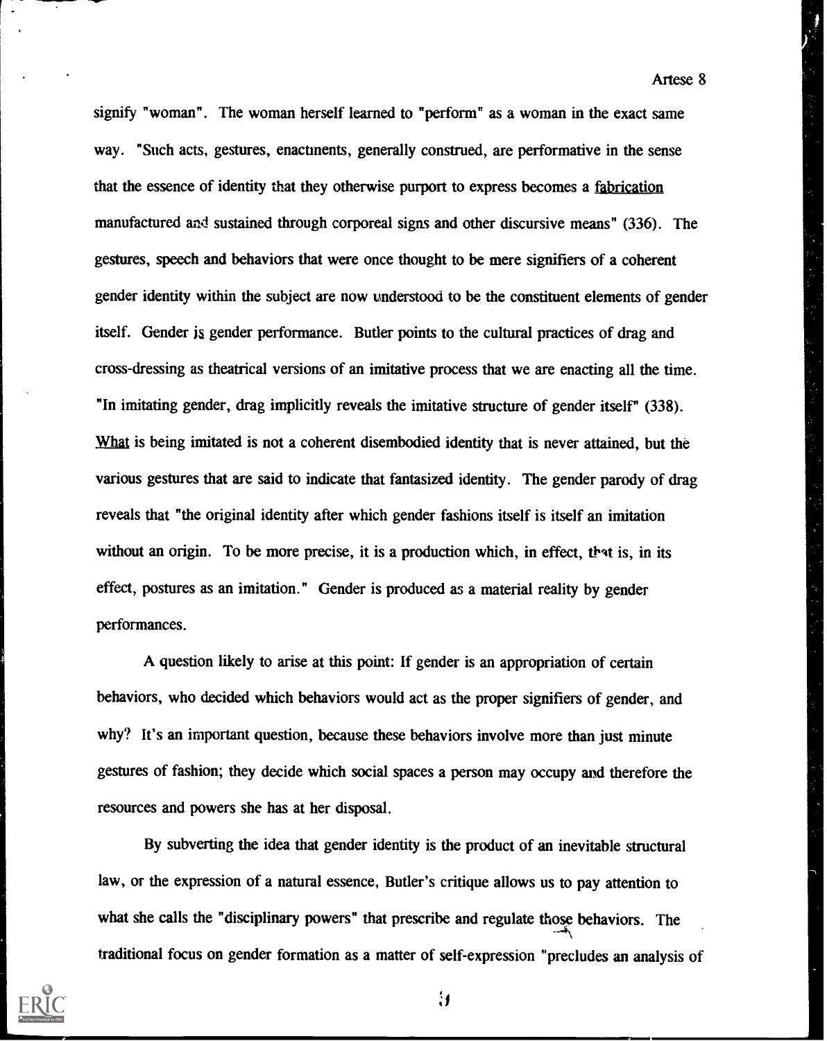signify "woman". The woman herself learned to "perform" as a woman in the exact same way. "Such acts, gestures, enactments, generally construed, are performative in the sense that the essence of identity that they otherwise purport to express becomes a fabrication manufactured and sustained through corporeal signs and other discursive means" (336). The gestures, speech and behaviors that were once thought to be mere signifiers of a coherent gender identity within the subject are now understood to be the constituent elements of gender itself. Gender is gender performance. Butler points to the cultural practices of drag and cross-dressing as theatrical versions of an imitative process that we are enacting all the time. "In imitating gender, drag implicitly reveals the imitative structure of gender itself" (338). What is being imitated is not a coherent disembodied identity that is never attained, but the various gestures that are said to indicate that fantasized identity. The gender parody of drag reveals that "the original identity after which gender fashions itself is itself an imitation without an origin. To be more precise, it is a production which, in effect, that is, in its effect, postures as an imitation." Gender is produced as a material reality by gender performances.

A question likely to arise at this point: If gender is an appropriation of certain behaviors, who decided which behaviors would act as the proper signifiers of gender, and why? It's an important question, because these behaviors involve more than just minute gestures of fashion; they decide which social spaces a person may occupy and therefore the resources and powers she has at her disposal.

By subverting the idea that gender identity is the product of an inevitable structural law, or the expression of a natural essence, Butler's critique allows us to pay attention to what she calls the "disciplinary powers" that prescribe and regulate those behaviors. The traditional focus on gender formation as a matter of self-expression "precludes an analysis of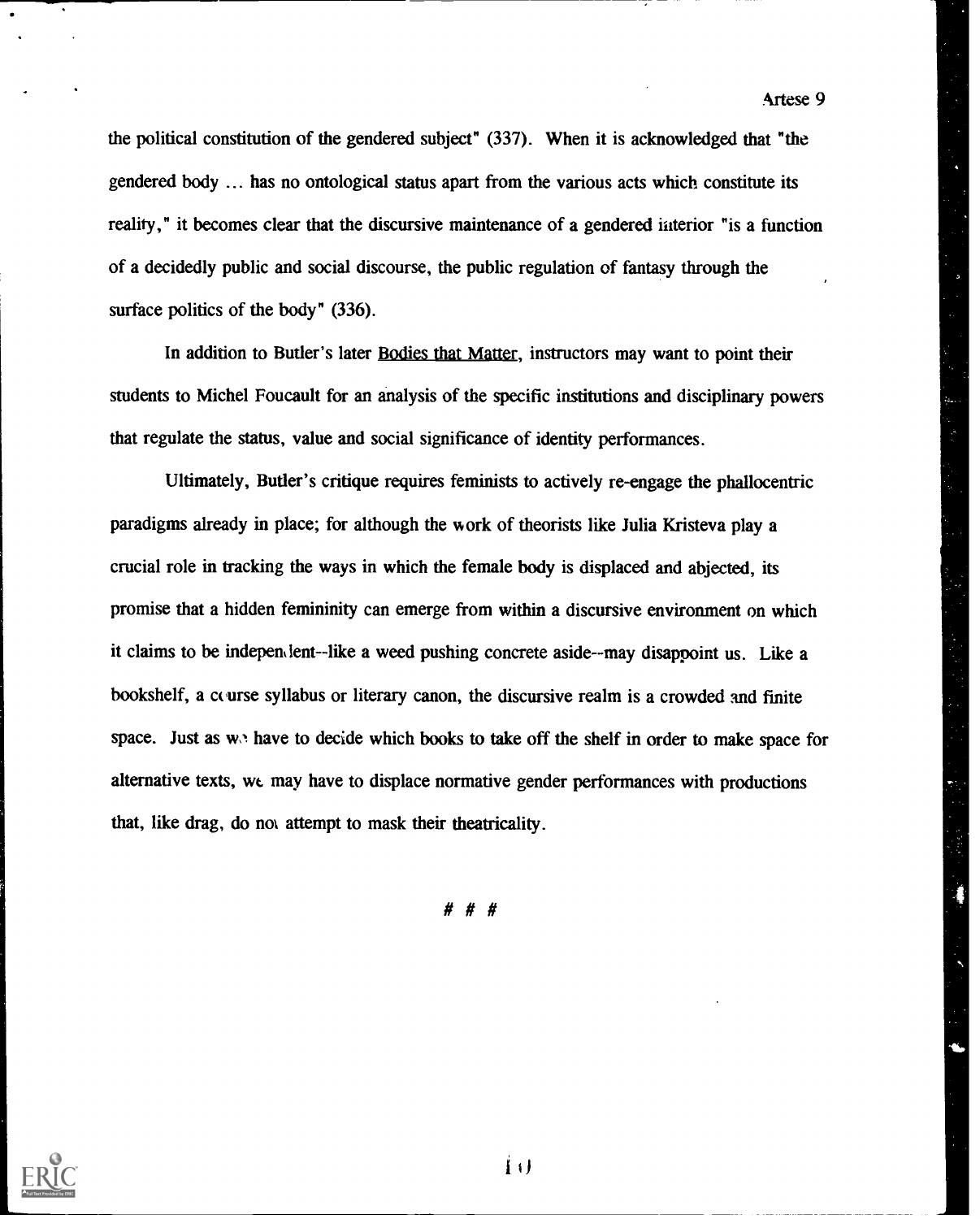the political constitution of the gendered subject" (337). When it is acknowledged that "the gendered body ... has no ontological status apart from the various acts which constitute its reality," it becomes clear that the discursive maintenance of a gendered interior "is a function of a decidedly public and social discourse, the public regulation of fantasy through the surface politics of the body" (336).

In addition to Butler's later Bodies that Matter, instructors may want to point their students to Michel Foucault for an analysis of the specific institutions and disciplinary powers that regulate the status, value and social significance of identity performances.

Ultimately, Butler's critique requires feminists to actively re-engage the phallocentric paradigms already in place; for although the work of theorists like Julia Kristeva play a crucial role in tracking the ways in which the female body is displaced and abjected, its promise that a hidden femininity can emerge from within a discursive environment on which it claims to be independent--like a weed pushing concrete aside--may disappoint us. Like a bookshelf, a course syllabus or literary canon, the discursive realm is a crowded and finite space. Just as we have to decide which books to take off the shelf in order to make space for alternative texts, we may have to displace normative gender performances with productions that, like drag, do not attempt to mask their theatricality.

# # #